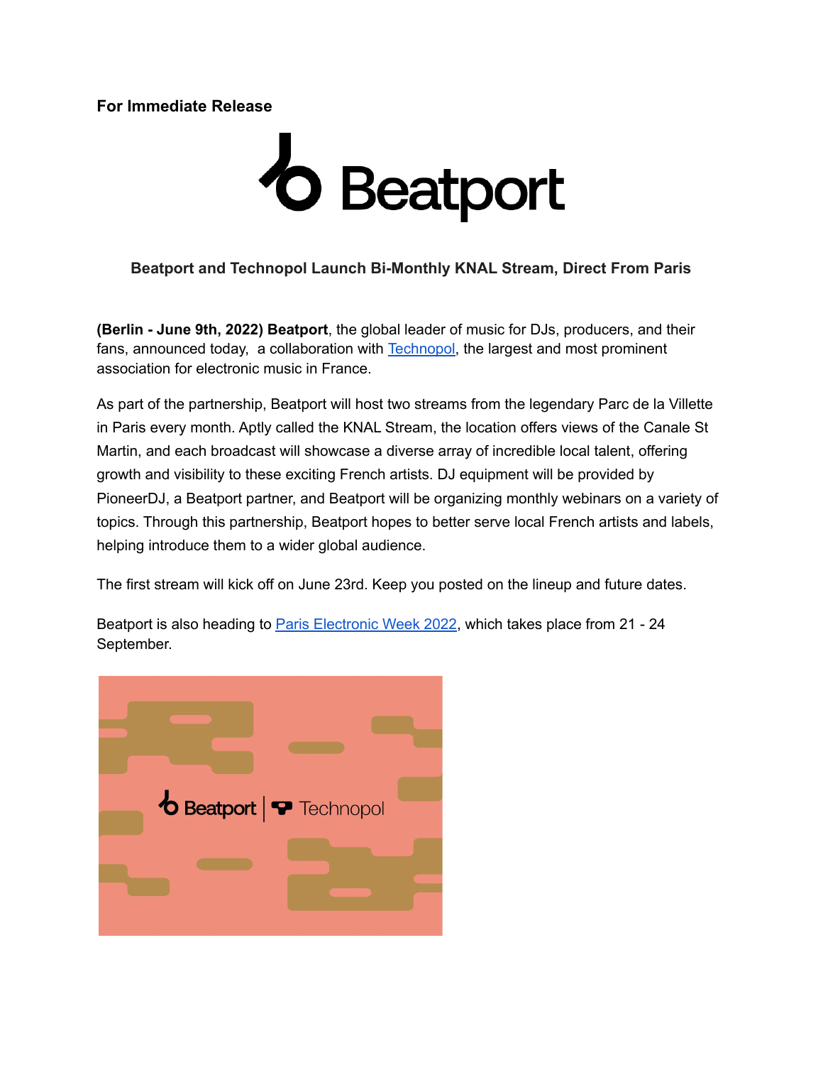**For Immediate Release**

### Beatport and Technopol Launch Bi-Monthly KNAL Stream, Direct From Paris

**(Berlin - June 9th, 2022) Beatport**, the global leader of music for DJs, producers, and their fans, announced today, a collaboration with Technopol, the largest and most prominent association for electronic music in France.

As part of the partnership, Beatport will host two streams from the legendary Parc de la Villette in Paris every month. Aptly called the KNAL Stream, the location offers views of the Canale St Martin, and each broadcast will showcase a diverse array of incredible local talent, offering growth and visibility to these exciting French artists. DJ equipment will be provided by PioneerDJ, a Beatport partner, and Beatport will be organizing monthly webinars on a variety of topics. Through this partnership, Beatport hopes to better serve local French artists and labels, helping introduce them to a wider global audience.

The first stream will kick off on June 23rd. Keep you posted on the lineup and future dates.

Beatport is also heading to Paris Electronic Week 2022, which takes place from 21 - 24 September.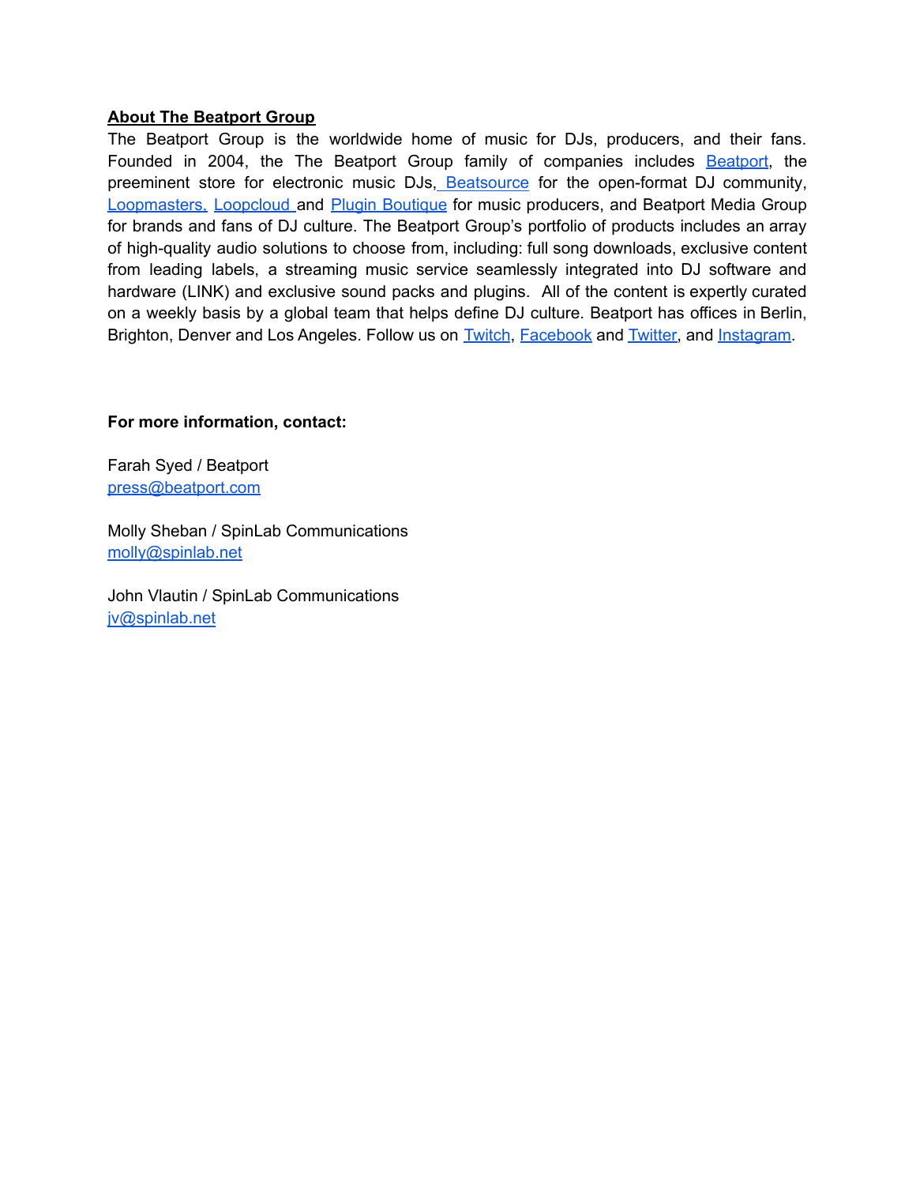**About The Beatport Group**

The Beatport Group is the worldwide home of music for DJs, producers, and their fans. Founded in 2004, the The Beatport Group family of companies includes Beatport, the preeminent store for electronic music DJs, Beatsource for the open-format DJ community, Loopmasters, Loopcloud and Plugin Boutique for music producers, and Beatport Media Group for brands and fans of DJ culture. The Beatport Group's portfolio of products includes an array of high-quality audio solutions to choose from, including: full song downloads, exclusive content from leading labels, a streaming music service seamlessly integrated into DJ software and hardware (LINK) and exclusive sound packs and plugins. All of the content is expertly curated on a weekly basis by a global team that helps define DJ culture. Beatport has offices in Berlin, Brighton, Denver and Los Angeles. Follow us on Twitch, Facebook and Twitter, and Instagram.

**For more information, contact:**

Farah Syed / Beatport
press@beatport.com

Molly Sheban / SpinLab Communications
molly@spinlab.net

John Vlautin / SpinLab Communications
jv@spinlab.net